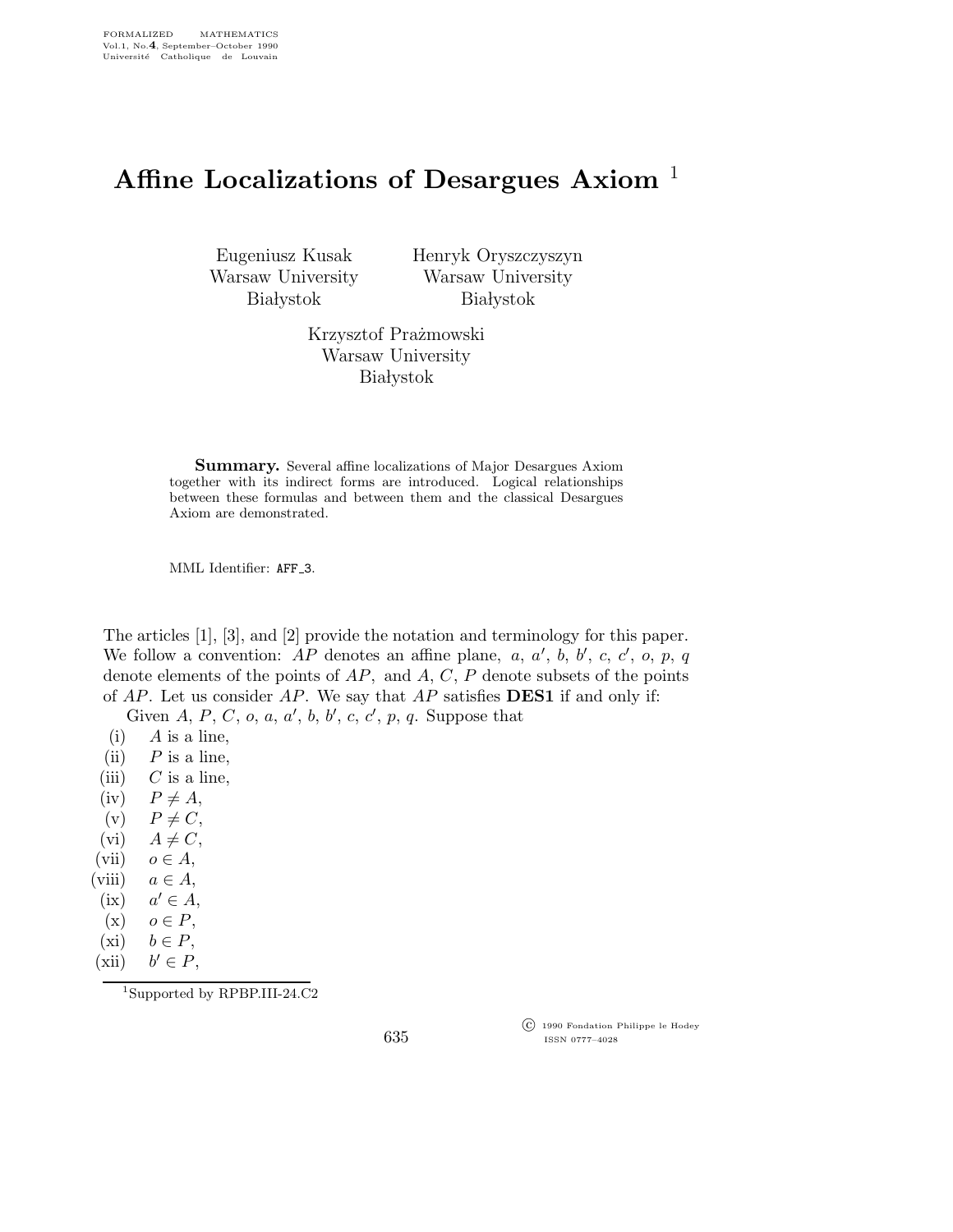# Affine Localizations of Desargues Axiom [1]

Eugeniusz Kusak
Warsaw University
Białystok

Henryk Oryszczyszyn
Warsaw University
Białystok

Krzysztof Prażmowski
Warsaw University
Białystok

**Summary.** Several affine localizations of Major Desargues Axiom together with its indirect forms are introduced. Logical relationships between these formulas and between them and the classical Desargues Axiom are demonstrated.

MML Identifier: AFF_3.

The articles [1], [3], and [2] provide the notation and terminology for this paper. We follow a convention: $AP$ denotes an affine plane, $a$, $a'$, $b$, $b'$, $c$, $c'$, $o$, $p$, $q$ denote elements of the points of $AP$, and $A$, $C$, $P$ denote subsets of the points of $AP$. Let us consider $AP$. We say that $AP$ satisfies **DES1** if and only if:

Given $A$, $P$, $C$, $o$, $a$, $a'$, $b$, $b'$, $c$, $c'$, $p$, $q$. Suppose that

- (i) $A$ is a line,
- (ii) $P$ is a line,
- (iii) $C$ is a line,
- (iv) $P \neq A$,
- (v) $P \neq C$,
- (vi) $A \neq C$,
- (vii) $o \in A$,
- (viii) $a \in A$,
- (ix) $a' \in A$,
- (x) $o \in P$,
- (xi) $b \in P$,
- (xii) $b' \in P$,

[1] Supported by RPBP.III-24.C2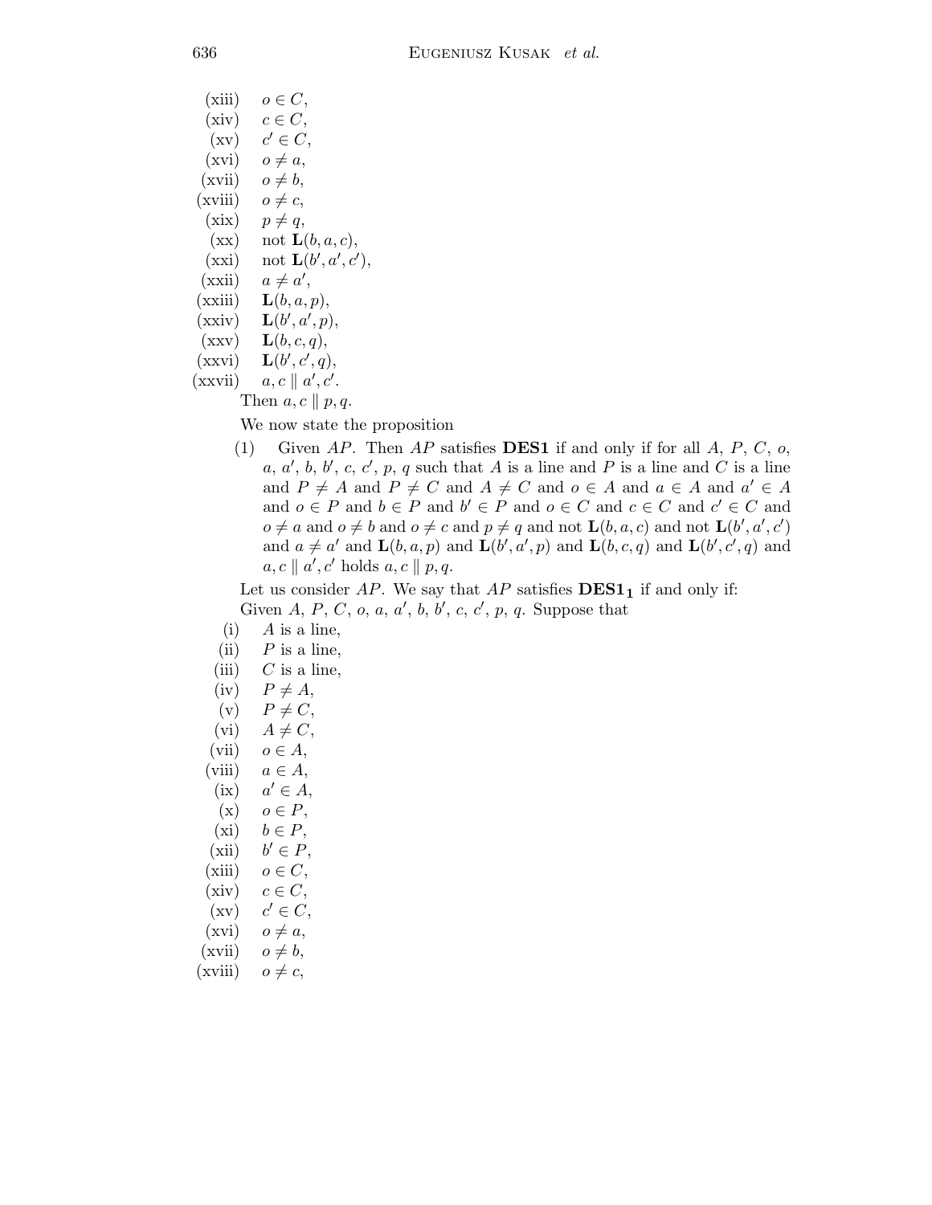(xiii) $o \in C$,

(xiv) $c \in C$,

(xv) $c' \in C$,

(xvi) $o \neq a$,

(xvii) $o \neq b$,

(xviii) $o \neq c$,

(xix) $p \neq q$,

(xx) not $\mathbf{L}(b, a, c)$,

(xxi) not $\mathbf{L}(b', a', c')$,

(xxii) $a \neq a'$,

(xxiii) $\mathbf{L}(b, a, p)$,

(xxiv) $\mathbf{L}(b', a', p)$,

(xxv) $\mathbf{L}(b, c, q)$,

(xxvi) $\mathbf{L}(b', c', q)$,

(xxvii) $a, c \parallel a', c'$.

Then $a, c \parallel p, q$.

We now state the proposition

(1) Given $AP$. Then $AP$ satisfies **DES1** if and only if for all $A$, $P$, $C$, $o$, $a$, $a'$, $b$, $b'$, $c$, $c'$, $p$, $q$ such that $A$ is a line and $P$ is a line and $C$ is a line and $P \neq A$ and $P \neq C$ and $A \neq C$ and $o \in A$ and $a \in A$ and $a' \in A$ and $o \in P$ and $b \in P$ and $b' \in P$ and $o \in C$ and $c \in C$ and $c' \in C$ and $o \neq a$ and $o \neq b$ and $o \neq c$ and $p \neq q$ and not $\mathbf{L}(b, a, c)$ and not $\mathbf{L}(b', a', c')$ and $a \neq a'$ and $\mathbf{L}(b, a, p)$ and $\mathbf{L}(b', a', p)$ and $\mathbf{L}(b, c, q)$ and $\mathbf{L}(b', c', q)$ and $a, c \parallel a', c'$ holds $a, c \parallel p, q$.

Let us consider $AP$. We say that $AP$ satisfies $\mathbf{DES1_1}$ if and only if:

Given $A$, $P$, $C$, $o$, $a$, $a'$, $b$, $b'$, $c$, $c'$, $p$, $q$. Suppose that

(i) $A$ is a line,

(ii) $P$ is a line,

(iii) $C$ is a line,

(iv) $P \neq A$,

(v) $P \neq C$,

(vi) $A \neq C$,

(vii) $o \in A$,

(viii) $a \in A$,

(ix) $a' \in A$,

(x) $o \in P$,

(xi) $b \in P$,

(xii) $b' \in P$,

(xiii) $o \in C$,

(xiv) $c \in C$,

(xv) $c' \in C$,

(xvi) $o \neq a$,

(xvii) $o \neq b$,

(xviii) $o \neq c$,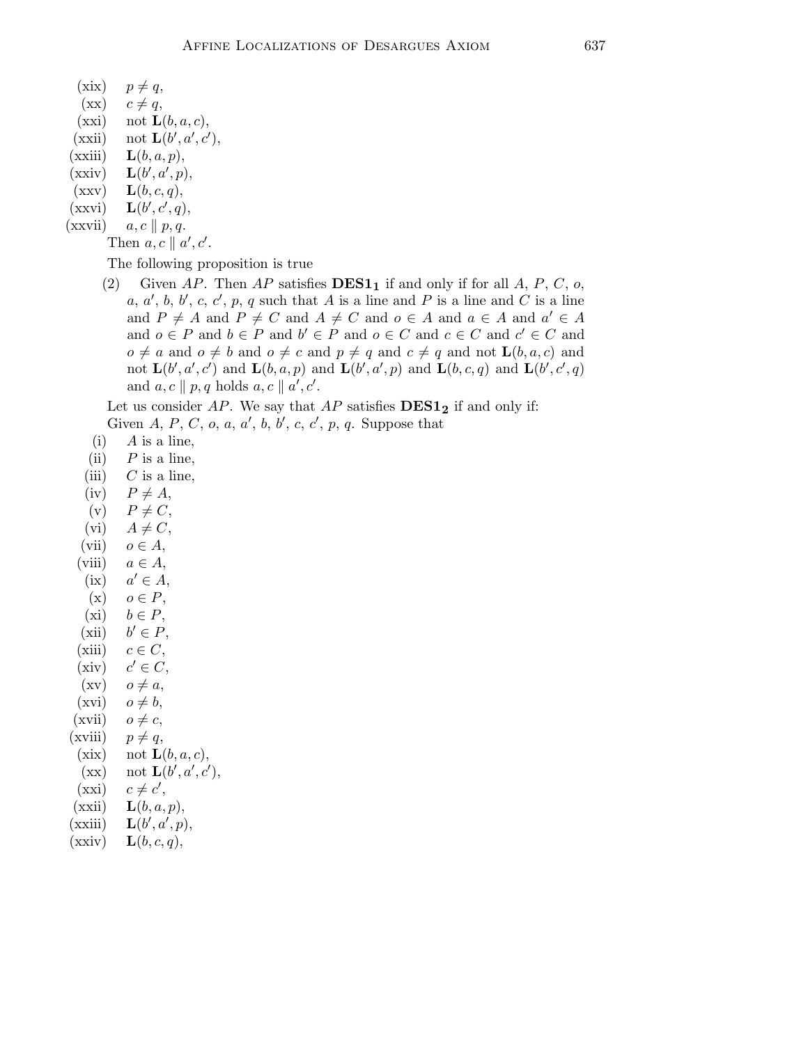(xix) $p \neq q$,

(xx) $c \neq q$,

(xxi) not $\mathbf{L}(b, a, c)$,

(xxii) not $\mathbf{L}(b', a', c')$,

(xxiii) $\mathbf{L}(b, a, p)$,

(xxiv) $\mathbf{L}(b', a', p)$,

(xxv) $\mathbf{L}(b, c, q)$,

(xxvi) $\mathbf{L}(b', c', q)$,

(xxvii) $a, c \parallel p, q$.

Then $a, c \parallel a', c'$.

The following proposition is true

(2) Given $AP$. Then $AP$ satisfies $\mathbf{DES1_1}$ if and only if for all $A$, $P$, $C$, $o$, $a$, $a'$, $b$, $b'$, $c$, $c'$, $p$, $q$ such that $A$ is a line and $P$ is a line and $C$ is a line and $P \neq A$ and $P \neq C$ and $A \neq C$ and $o \in A$ and $a \in A$ and $a' \in A$ and $o \in P$ and $b \in P$ and $b' \in P$ and $o \in C$ and $c \in C$ and $c' \in C$ and $o \neq a$ and $o \neq b$ and $o \neq c$ and $p \neq q$ and $c \neq q$ and not $\mathbf{L}(b, a, c)$ and not $\mathbf{L}(b', a', c')$ and $\mathbf{L}(b, a, p)$ and $\mathbf{L}(b', a', p)$ and $\mathbf{L}(b, c, q)$ and $\mathbf{L}(b', c', q)$ and $a, c \parallel p, q$ holds $a, c \parallel a', c'$.

Let us consider $AP$. We say that $AP$ satisfies $\mathbf{DES1_2}$ if and only if:

Given $A$, $P$, $C$, $o$, $a$, $a'$, $b$, $b'$, $c$, $c'$, $p$, $q$. Suppose that

(i) $A$ is a line,

(ii) $P$ is a line,

(iii) $C$ is a line,

(iv) $P \neq A$,

(v) $P \neq C$,

(vi) $A \neq C$,

(vii) $o \in A$,

(viii) $a \in A$,

(ix) $a' \in A$,

(x) $o \in P$,

(xi) $b \in P$,

(xii) $b' \in P$,

(xiii) $c \in C$,

(xiv) $c' \in C$,

(xv) $o \neq a$,

(xvi) $o \neq b$,

(xvii) $o \neq c$,

(xviii) $p \neq q$,

(xix) not $\mathbf{L}(b, a, c)$,

(xx) not $\mathbf{L}(b', a', c')$,

(xxi) $c \neq c'$,

(xxii) $\mathbf{L}(b, a, p)$,

(xxiii) $\mathbf{L}(b', a', p)$,

(xxiv) $\mathbf{L}(b, c, q)$,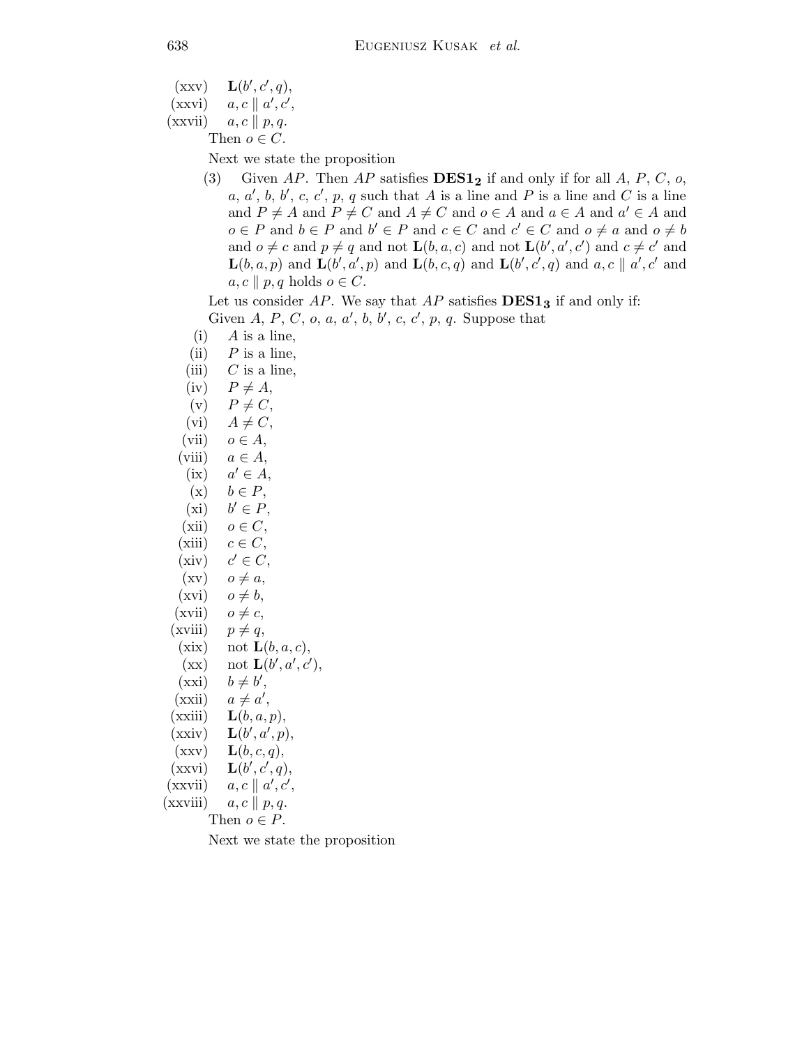(xxv) $\mathbf{L}(b', c', q)$,

(xxvi) $a, c \parallel a', c'$,

(xxvii) $a, c \parallel p, q$.

Then $o \in C$.

Next we state the proposition

(3) Given $AP$. Then $AP$ satisfies $\mathbf{DES1_2}$ if and only if for all $A$, $P$, $C$, $o$, $a$, $a'$, $b$, $b'$, $c$, $c'$, $p$, $q$ such that $A$ is a line and $P$ is a line and $C$ is a line and $P \neq A$ and $P \neq C$ and $A \neq C$ and $o \in A$ and $a \in A$ and $a' \in A$ and $o \in P$ and $b \in P$ and $b' \in P$ and $c \in C$ and $c' \in C$ and $o \neq a$ and $o \neq b$ and $o \neq c$ and $p \neq q$ and not $\mathbf{L}(b, a, c)$ and not $\mathbf{L}(b', a', c')$ and $c \neq c'$ and $\mathbf{L}(b, a, p)$ and $\mathbf{L}(b', a', p)$ and $\mathbf{L}(b, c, q)$ and $\mathbf{L}(b', c', q)$ and $a, c \parallel a', c'$ and $a, c \parallel p, q$ holds $o \in C$.

Let us consider $AP$. We say that $AP$ satisfies $\mathbf{DES1_3}$ if and only if:

Given $A$, $P$, $C$, $o$, $a$, $a'$, $b$, $b'$, $c$, $c'$, $p$, $q$. Suppose that

(i) $A$ is a line,

(ii) $P$ is a line,

(iii) $C$ is a line,

(iv) $P \neq A$,

(v) $P \neq C$,

(vi) $A \neq C$,

(vii) $o \in A$,

(viii) $a \in A$,

(ix) $a' \in A$,

(x) $b \in P$,

(xi) $b' \in P$,

(xii) $o \in C$,

(xiii) $c \in C$,

(xiv) $c' \in C$,

(xv) $o \neq a$,

(xvi) $o \neq b$,

(xvii) $o \neq c$,

(xviii) $p \neq q$,

(xix) not $\mathbf{L}(b, a, c)$,

(xx) not $\mathbf{L}(b', a', c')$,

(xxi) $b \neq b'$,

(xxii) $a \neq a'$,

(xxiii) $\mathbf{L}(b, a, p)$,

(xxiv) $\mathbf{L}(b', a', p)$,

(xxv) $\mathbf{L}(b, c, q)$,

(xxvi) $\mathbf{L}(b', c', q)$,

(xxvii) $a, c \parallel a', c'$,

(xxviii) $a, c \parallel p, q$.

Then $o \in P$.

Next we state the proposition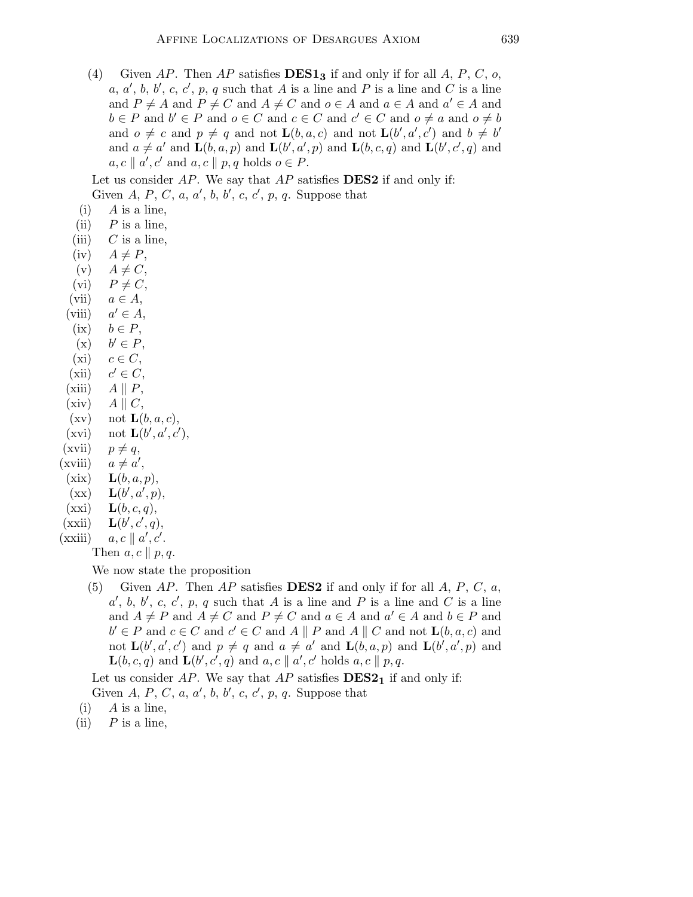(4) Given $AP$. Then $AP$ satisfies $\mathbf{DES1_3}$ if and only if for all $A$, $P$, $C$, $o$, $a$, $a'$, $b$, $b'$, $c$, $c'$, $p$, $q$ such that $A$ is a line and $P$ is a line and $C$ is a line and $P \neq A$ and $P \neq C$ and $A \neq C$ and $o \in A$ and $a \in A$ and $a' \in A$ and $b \in P$ and $b' \in P$ and $o \in C$ and $c \in C$ and $c' \in C$ and $o \neq a$ and $o \neq b$ and $o \neq c$ and $p \neq q$ and not $\mathbf{L}(b, a, c)$ and not $\mathbf{L}(b', a', c')$ and $b \neq b'$ and $a \neq a'$ and $\mathbf{L}(b, a, p)$ and $\mathbf{L}(b', a', p)$ and $\mathbf{L}(b, c, q)$ and $\mathbf{L}(b', c', q)$ and $a, c \parallel a', c'$ and $a, c \parallel p, q$ holds $o \in P$.

Let us consider $AP$. We say that $AP$ satisfies $\mathbf{DES2}$ if and only if:

Given $A$, $P$, $C$, $a$, $a'$, $b$, $b'$, $c$, $c'$, $p$, $q$. Suppose that

- (i) $A$ is a line,
- (ii) $P$ is a line,
- (iii) $C$ is a line,
- (iv) $A \neq P$,
- (v) $A \neq C$,
- (vi) $P \neq C$,
- (vii) $a \in A$,
- (viii) $a' \in A$,
- (ix) $b \in P$,
- (x) $b' \in P$,
- (xi) $c \in C$,
- (xii) $c' \in C$,
- (xiii) $A \parallel P$,
- (xiv) $A \parallel C$,
- (xv) not $\mathbf{L}(b, a, c)$,
- (xvi) not $\mathbf{L}(b', a', c')$,
- (xvii) $p \neq q$,
- (xviii) $a \neq a'$,
- (xix) $\mathbf{L}(b, a, p)$,
- (xx) $\mathbf{L}(b', a', p)$,
- (xxi) $\mathbf{L}(b, c, q)$,
- (xxii) $\mathbf{L}(b', c', q)$,
- (xxiii) $a, c \parallel a', c'$.

Then $a, c \parallel p, q$.

We now state the proposition

(5) Given $AP$. Then $AP$ satisfies $\mathbf{DES2}$ if and only if for all $A$, $P$, $C$, $a$, $a'$, $b$, $b'$, $c$, $c'$, $p$, $q$ such that $A$ is a line and $P$ is a line and $C$ is a line and $A \neq P$ and $A \neq C$ and $P \neq C$ and $a \in A$ and $a' \in A$ and $b \in P$ and $b' \in P$ and $c \in C$ and $c' \in C$ and $A \parallel P$ and $A \parallel C$ and not $\mathbf{L}(b, a, c)$ and not $\mathbf{L}(b', a', c')$ and $p \neq q$ and $a \neq a'$ and $\mathbf{L}(b, a, p)$ and $\mathbf{L}(b', a', p)$ and $\mathbf{L}(b, c, q)$ and $\mathbf{L}(b', c', q)$ and $a, c \parallel a', c'$ holds $a, c \parallel p, q$.

Let us consider $AP$. We say that $AP$ satisfies $\mathbf{DES2_1}$ if and only if:

Given $A$, $P$, $C$, $a$, $a'$, $b$, $b'$, $c$, $c'$, $p$, $q$. Suppose that

- (i) $A$ is a line,
- (ii) $P$ is a line,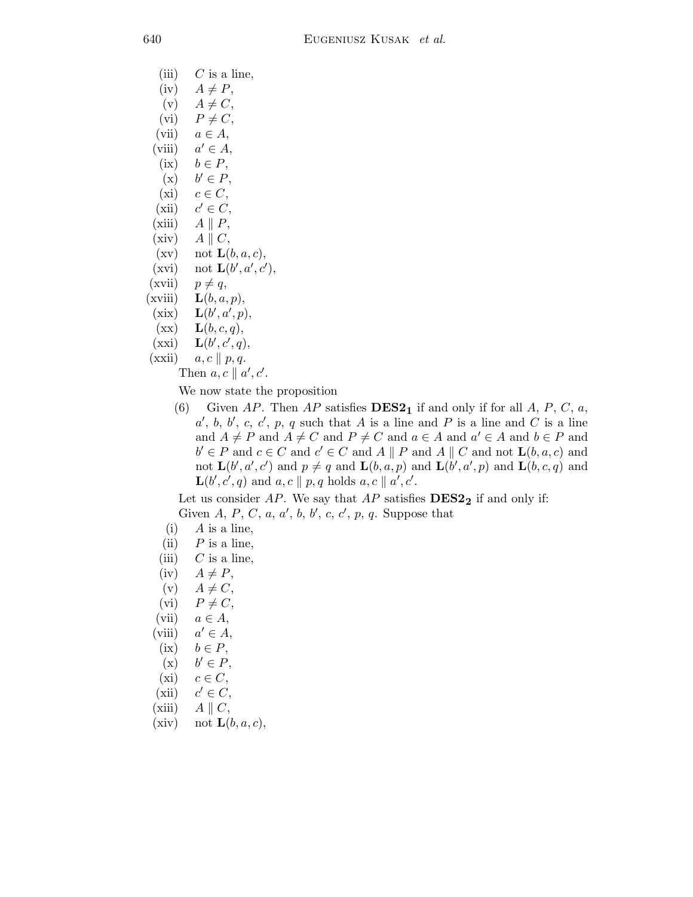(iii) $C$ is a line,

(iv) $A \neq P$,

(v) $A \neq C$,

(vi) $P \neq C$,

(vii) $a \in A$,

(viii) $a' \in A$,

(ix) $b \in P$,

(x) $b' \in P$,

(xi) $c \in C$,

(xii) $c' \in C$,

(xiii) $A \parallel P$,

(xiv) $A \parallel C$,

(xv) not $\mathbf{L}(b, a, c)$,

(xvi) not $\mathbf{L}(b', a', c')$,

(xvii) $p \neq q$,

(xviii) $\mathbf{L}(b, a, p)$,

(xix) $\mathbf{L}(b', a', p)$,

(xx) $\mathbf{L}(b, c, q)$,

(xxi) $\mathbf{L}(b', c', q)$,

(xxii) $a, c \parallel p, q$.

Then $a, c \parallel a', c'$.

We now state the proposition

(6) Given $AP$. Then $AP$ satisfies $\mathbf{DES2_1}$ if and only if for all $A$, $P$, $C$, $a$, $a'$, $b$, $b'$, $c$, $c'$, $p$, $q$ such that $A$ is a line and $P$ is a line and $C$ is a line and $A \neq P$ and $A \neq C$ and $P \neq C$ and $a \in A$ and $a' \in A$ and $b \in P$ and $b' \in P$ and $c \in C$ and $c' \in C$ and $A \parallel P$ and $A \parallel C$ and not $\mathbf{L}(b, a, c)$ and not $\mathbf{L}(b', a', c')$ and $p \neq q$ and $\mathbf{L}(b, a, p)$ and $\mathbf{L}(b', a', p)$ and $\mathbf{L}(b, c, q)$ and $\mathbf{L}(b', c', q)$ and $a, c \parallel p, q$ holds $a, c \parallel a', c'$.

Let us consider $AP$. We say that $AP$ satisfies $\mathbf{DES2_2}$ if and only if:

Given $A$, $P$, $C$, $a$, $a'$, $b$, $b'$, $c$, $c'$, $p$, $q$. Suppose that

(i) $A$ is a line,

(ii) $P$ is a line,

(iii) $C$ is a line,

(iv) $A \neq P$,

(v) $A \neq C$,

(vi) $P \neq C$,

(vii) $a \in A$,

(viii) $a' \in A$,

(ix) $b \in P$,

(x) $b' \in P$,

(xi) $c \in C$,

(xii) $c' \in C$,

(xiii) $A \parallel C$,

(xiv) not $\mathbf{L}(b, a, c)$,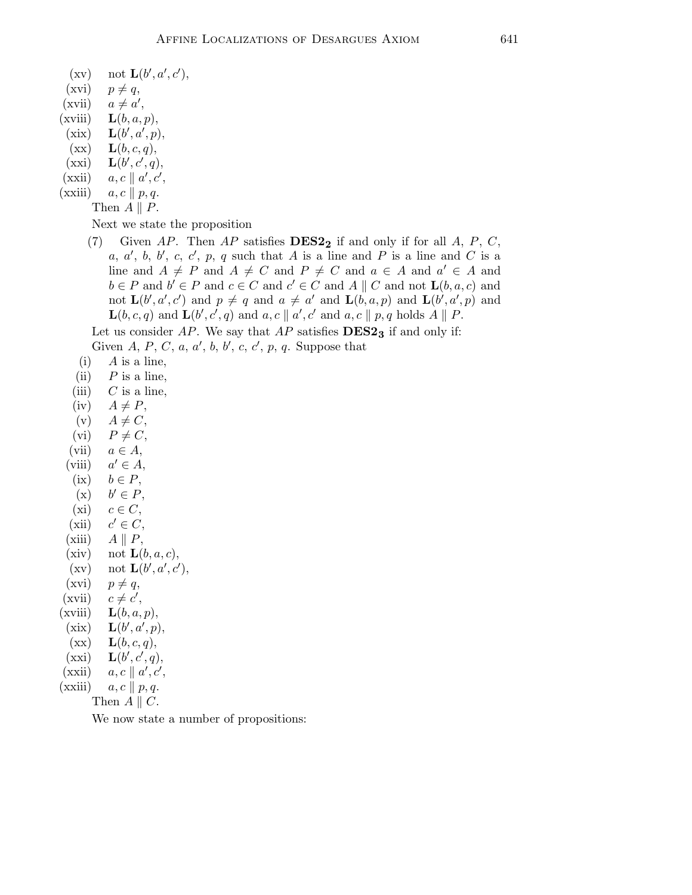(xv) not $\mathbf{L}(b', a', c')$,

(xvi) $p \neq q$,

(xvii) $a \neq a'$,

(xviii) $\mathbf{L}(b, a, p)$,

(xix) $\mathbf{L}(b', a', p)$,

(xx) $\mathbf{L}(b, c, q)$,

(xxi) $\mathbf{L}(b', c', q)$,

(xxii) $a, c \parallel a', c'$,

(xxiii) $a, c \parallel p, q$.

Then $A \parallel P$.

Next we state the proposition

(7) Given $AP$. Then $AP$ satisfies $\mathbf{DES2_2}$ if and only if for all $A$, $P$, $C$, $a$, $a'$, $b$, $b'$, $c$, $c'$, $p$, $q$ such that $A$ is a line and $P$ is a line and $C$ is a line and $A \neq P$ and $A \neq C$ and $P \neq C$ and $a \in A$ and $a' \in A$ and $b \in P$ and $b' \in P$ and $c \in C$ and $c' \in C$ and $A \parallel C$ and not $\mathbf{L}(b, a, c)$ and not $\mathbf{L}(b', a', c')$ and $p \neq q$ and $a \neq a'$ and $\mathbf{L}(b, a, p)$ and $\mathbf{L}(b', a', p)$ and $\mathbf{L}(b, c, q)$ and $\mathbf{L}(b', c', q)$ and $a, c \parallel a', c'$ and $a, c \parallel p, q$ holds $A \parallel P$.

Let us consider $AP$. We say that $AP$ satisfies $\mathbf{DES2_3}$ if and only if:

Given $A$, $P$, $C$, $a$, $a'$, $b$, $b'$, $c$, $c'$, $p$, $q$. Suppose that

(i) $A$ is a line,

(ii) $P$ is a line,

(iii) $C$ is a line,

(iv) $A \neq P$,

(v) $A \neq C$,

(vi) $P \neq C$,

(vii) $a \in A$,

(viii) $a' \in A$,

(ix) $b \in P$,

(x) $b' \in P$,

(xi) $c \in C$,

(xii) $c' \in C$,

(xiii) $A \parallel P$,

(xiv) not $\mathbf{L}(b, a, c)$,

(xv) not $\mathbf{L}(b', a', c')$,

(xvi) $p \neq q$,

(xvii) $c \neq c'$,

(xviii) $\mathbf{L}(b, a, p)$,

(xix) $\mathbf{L}(b', a', p)$,

(xx) $\mathbf{L}(b, c, q)$,

(xxi) $\mathbf{L}(b', c', q)$,

(xxii) $a, c \parallel a', c'$,

(xxiii) $a, c \parallel p, q$.

Then $A \parallel C$.

We now state a number of propositions: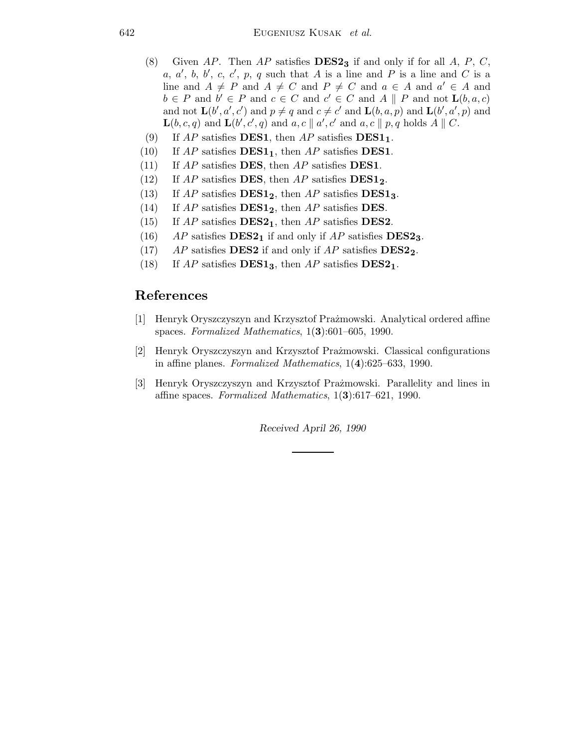(8) Given $AP$. Then $AP$ satisfies $\mathbf{DES2_3}$ if and only if for all $A$, $P$, $C$, $a$, $a'$, $b$, $b'$, $c$, $c'$, $p$, $q$ such that $A$ is a line and $P$ is a line and $C$ is a line and $A \neq P$ and $A \neq C$ and $P \neq C$ and $a \in A$ and $a' \in A$ and $b \in P$ and $b' \in P$ and $c \in C$ and $c' \in C$ and $A \parallel P$ and not $\mathbf{L}(b, a, c)$ and not $\mathbf{L}(b', a', c')$ and $p \neq q$ and $c \neq c'$ and $\mathbf{L}(b, a, p)$ and $\mathbf{L}(b', a', p)$ and $\mathbf{L}(b, c, q)$ and $\mathbf{L}(b', c', q)$ and $a, c \parallel a', c'$ and $a, c \parallel p, q$ holds $A \parallel C$.

(9) If $AP$ satisfies $\mathbf{DES1}$, then $AP$ satisfies $\mathbf{DES1_1}$.

(10) If $AP$ satisfies $\mathbf{DES1_1}$, then $AP$ satisfies $\mathbf{DES1}$.

(11) If $AP$ satisfies $\mathbf{DES}$, then $AP$ satisfies $\mathbf{DES1}$.

(12) If $AP$ satisfies $\mathbf{DES}$, then $AP$ satisfies $\mathbf{DES1_2}$.

(13) If $AP$ satisfies $\mathbf{DES1_2}$, then $AP$ satisfies $\mathbf{DES1_3}$.

(14) If $AP$ satisfies $\mathbf{DES1_2}$, then $AP$ satisfies $\mathbf{DES}$.

(15) If $AP$ satisfies $\mathbf{DES2_1}$, then $AP$ satisfies $\mathbf{DES2}$.

(16) $AP$ satisfies $\mathbf{DES2_1}$ if and only if $AP$ satisfies $\mathbf{DES2_3}$.

(17) $AP$ satisfies $\mathbf{DES2}$ if and only if $AP$ satisfies $\mathbf{DES2_2}$.

(18) If $AP$ satisfies $\mathbf{DES1_3}$, then $AP$ satisfies $\mathbf{DES2_1}$.

## References

[1] Henryk Oryszczyszyn and Krzysztof Prażmowski. Analytical ordered affine spaces. *Formalized Mathematics*, 1(**3**):601–605, 1990.

[2] Henryk Oryszczyszyn and Krzysztof Prażmowski. Classical configurations in affine planes. *Formalized Mathematics*, 1(**4**):625–633, 1990.

[3] Henryk Oryszczyszyn and Krzysztof Prażmowski. Parallelity and lines in affine spaces. *Formalized Mathematics*, 1(**3**):617–621, 1990.

*Received April 26, 1990*